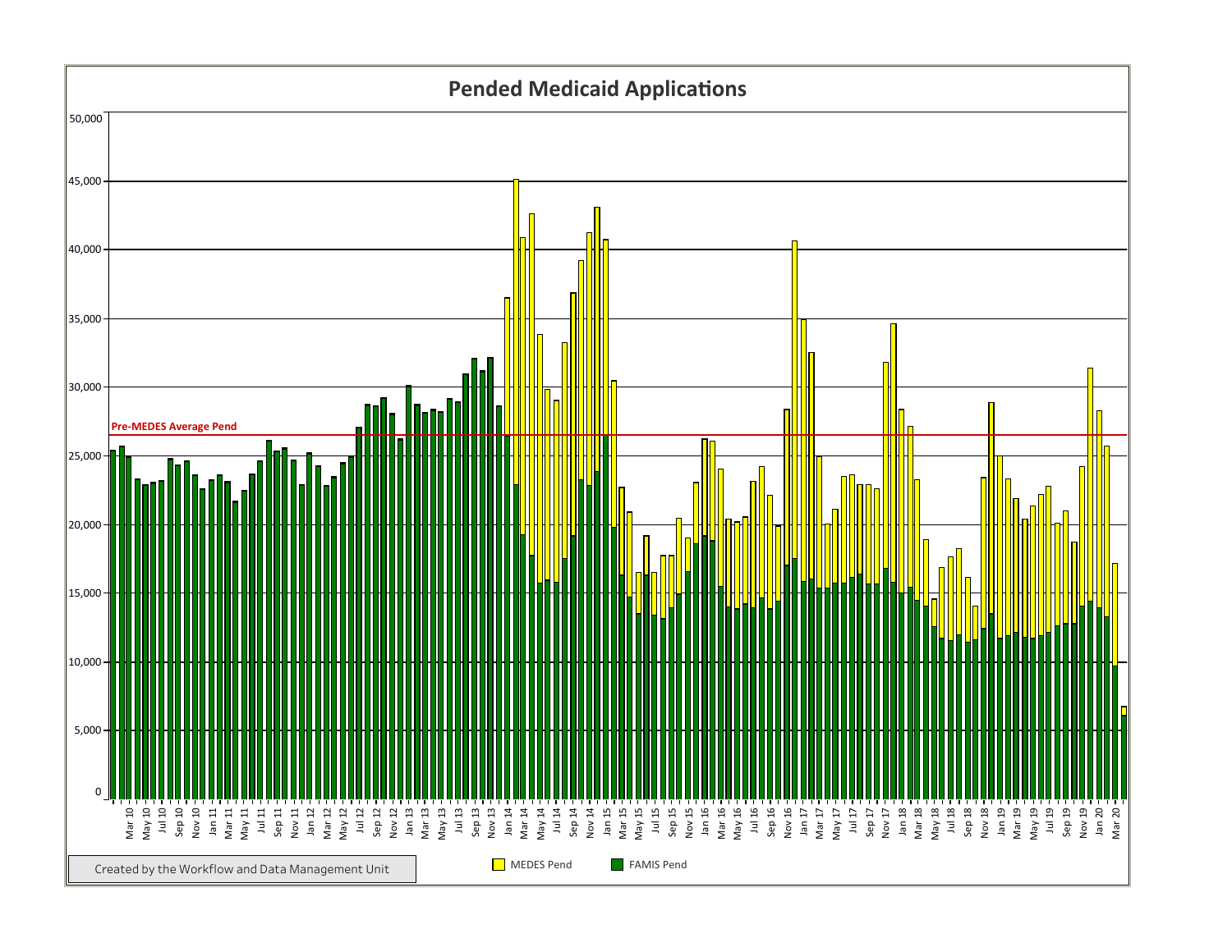# Pended Medicaid Applications

Pre-MEDES Average Pend

MEDES Pend

FAMIS Pend

Created by the Workflow and Data Management Unit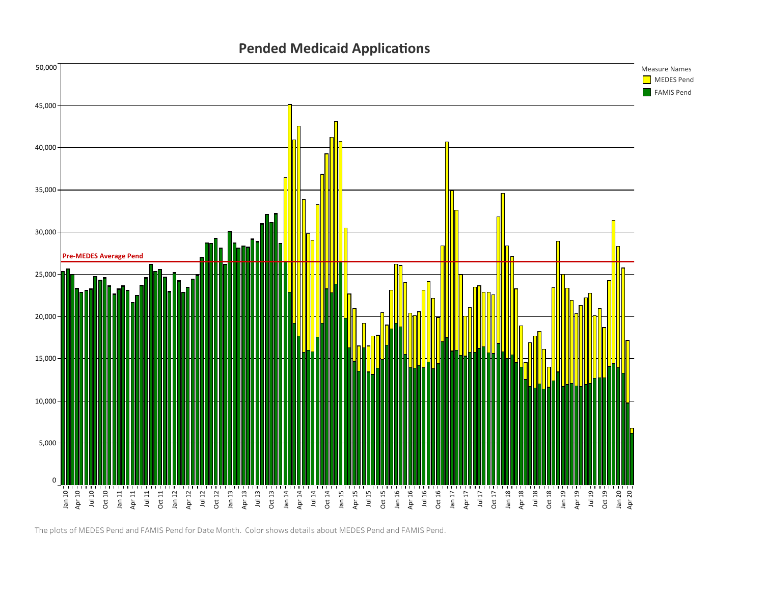# Pended Medicaid Applications

The plots of MEDES Pend and FAMIS Pend for Date Month. Color shows details about MEDES Pend and FAMIS Pend.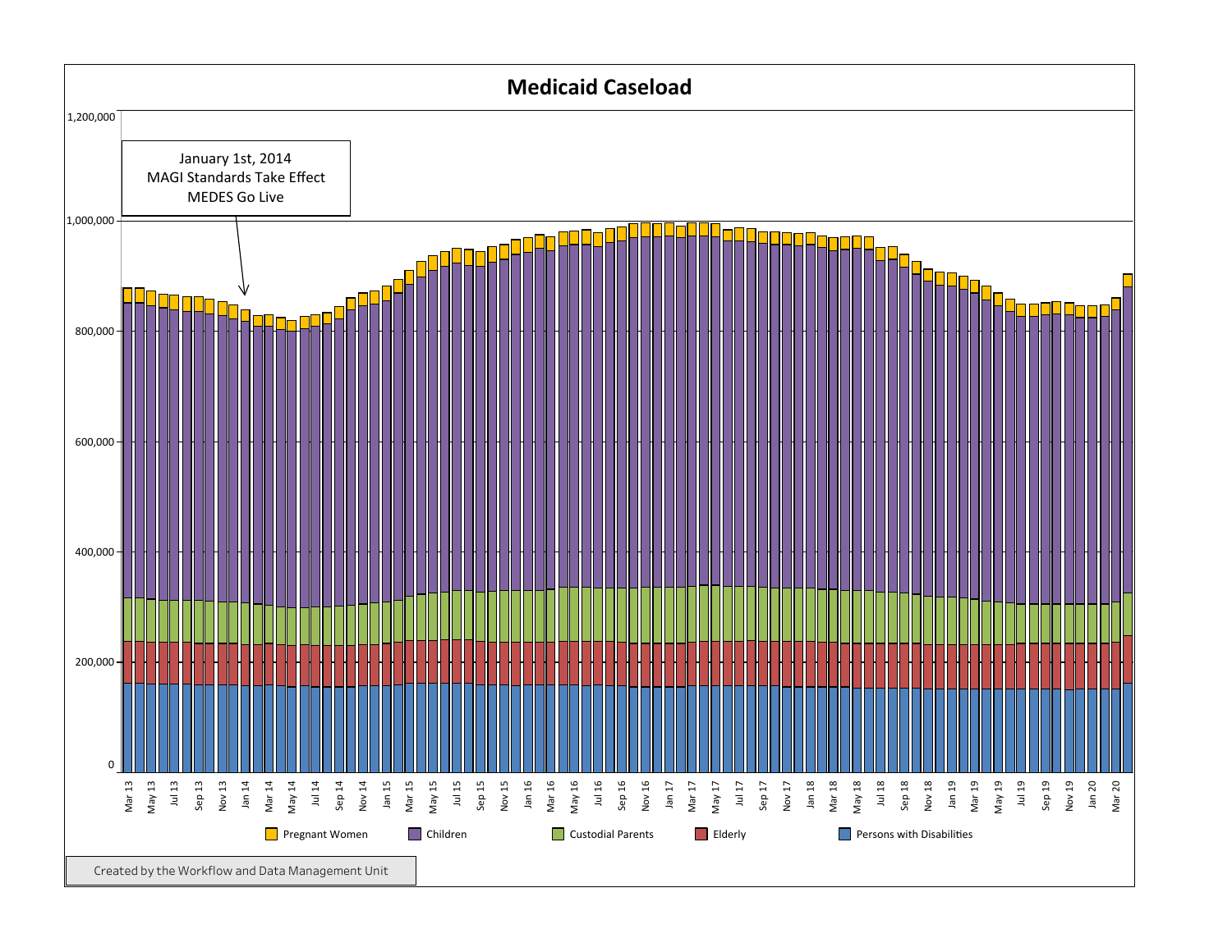# Medicaid Caseload

January 1st, 2014
MAGI Standards Take Effect
MEDES Go Live

Legend: Pregnant Women, Children, Custodial Parents, Elderly, Persons with Disabilities

Created by the Workflow and Data Management Unit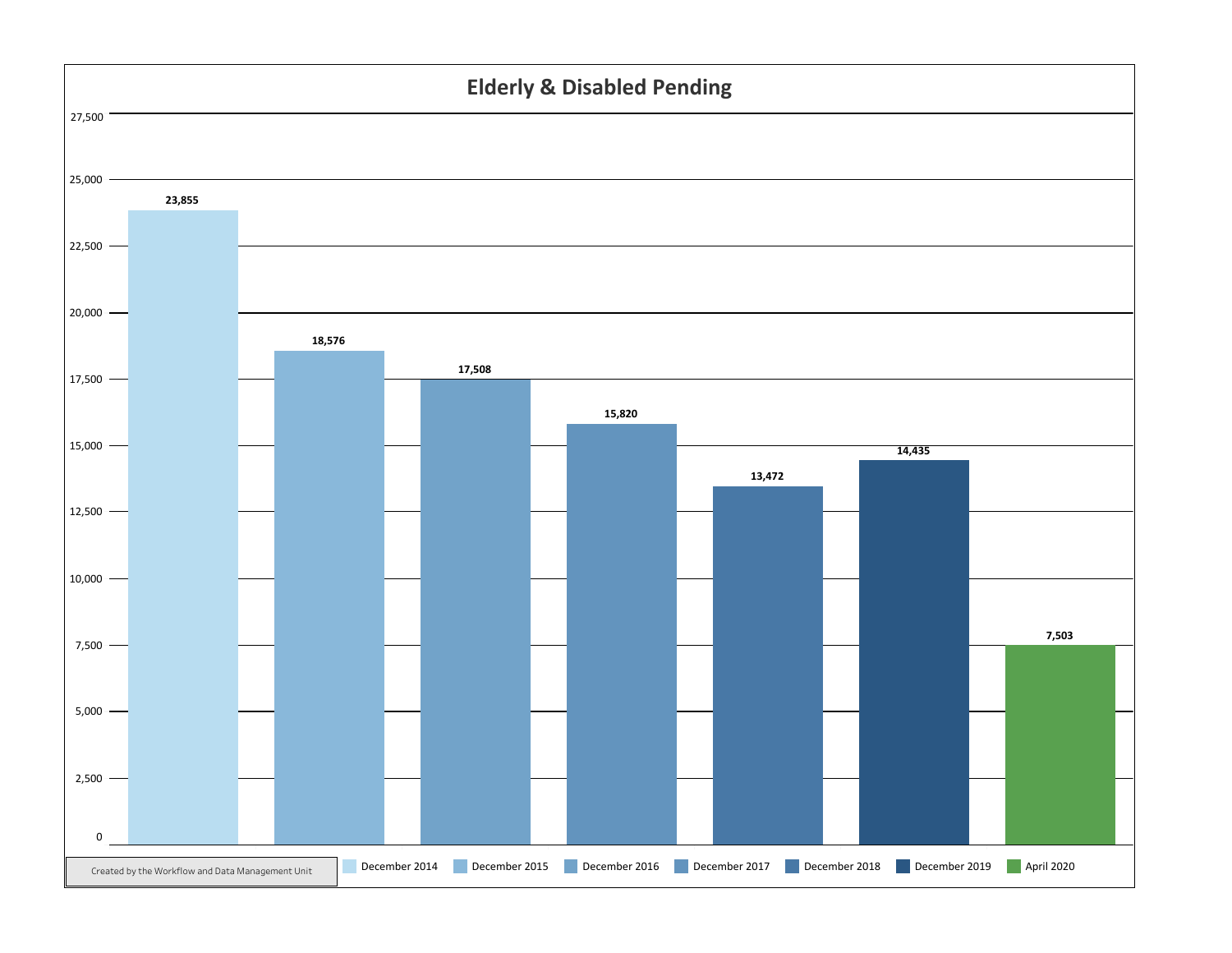# Elderly & Disabled Pending

| Period | Pending |
| --- | --- |
| December 2014 | 23,855 |
| December 2015 | 18,576 |
| December 2016 | 17,508 |
| December 2017 | 15,820 |
| December 2018 | 13,472 |
| December 2019 | 14,435 |
| April 2020 | 7,503 |

Created by the Workflow and Data Management Unit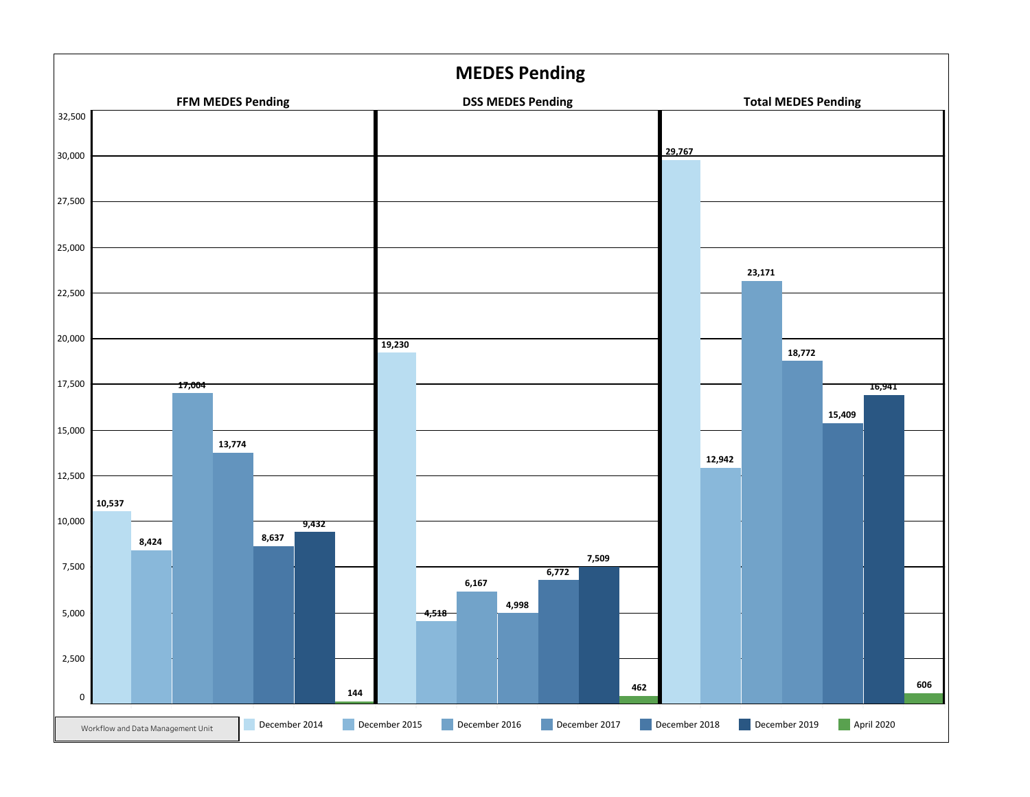# MEDES Pending

| | FFM MEDES Pending | DSS MEDES Pending | Total MEDES Pending |
|---|---|---|---|
| December 2014 | 10,537 | 19,230 | 29,767 |
| December 2015 | 8,424 | 4,518 | 12,942 |
| December 2016 | 17,004 | 6,167 | 23,171 |
| December 2017 | 13,774 | 4,998 | 18,772 |
| December 2018 | 8,637 | 6,772 | 15,409 |
| December 2019 | 9,432 | 7,509 | 16,941 |
| April 2020 | 144 | 462 | 606 |

Workflow and Data Management Unit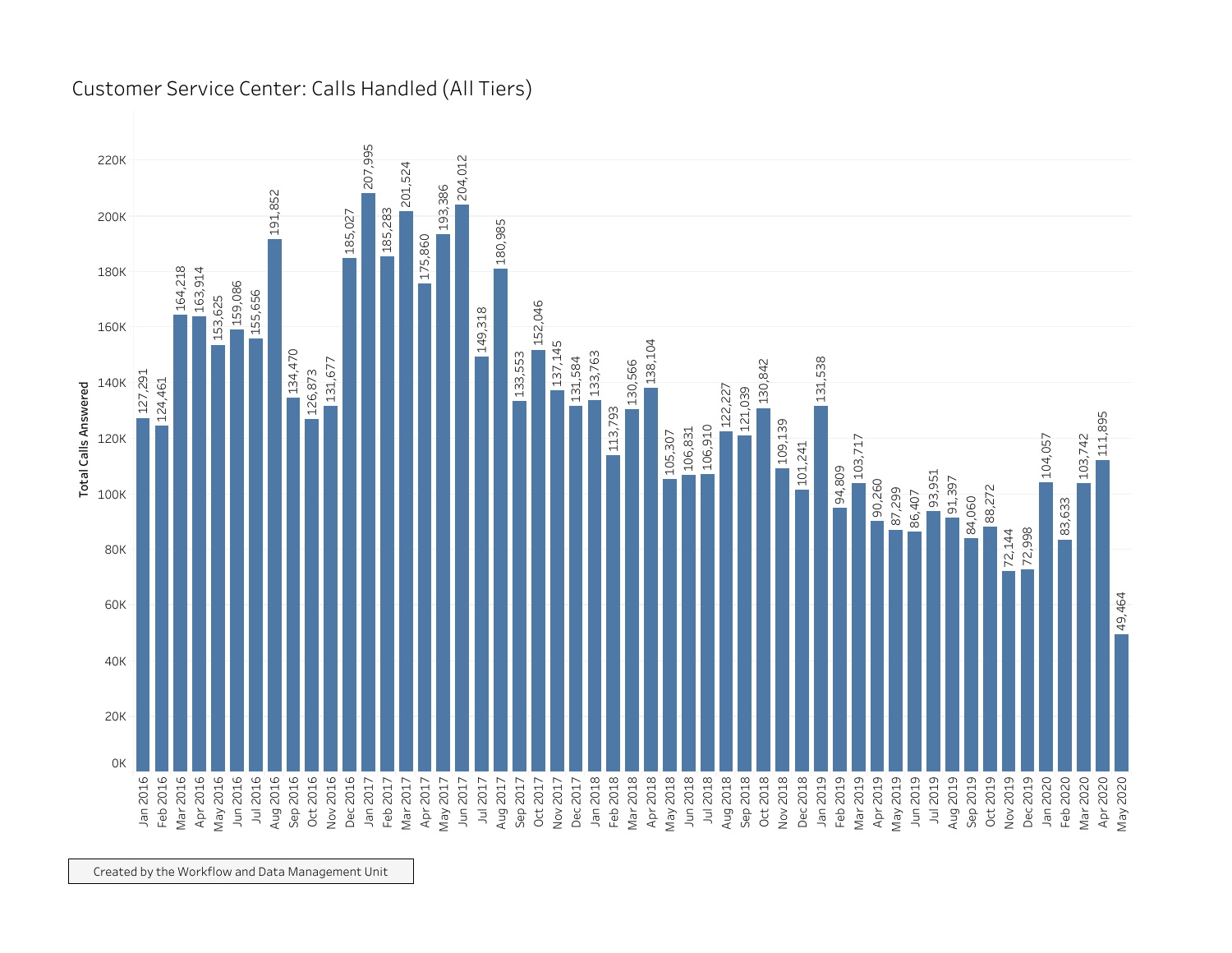# Customer Service Center: Calls Handled (All Tiers)

| Month | Total Calls Answered |
|---|---|
| Jan 2016 | 127,291 |
| Feb 2016 | 124,461 |
| Mar 2016 | 164,218 |
| Apr 2016 | 163,914 |
| May 2016 | 153,625 |
| Jun 2016 | 159,086 |
| Jul 2016 | 155,656 |
| Aug 2016 | 191,852 |
| Sep 2016 | 134,470 |
| Oct 2016 | 126,873 |
| Nov 2016 | 131,677 |
| Dec 2016 | 185,027 |
| Jan 2017 | 207,995 |
| Feb 2017 | 185,283 |
| Mar 2017 | 201,524 |
| Apr 2017 | 175,860 |
| May 2017 | 193,386 |
| Jun 2017 | 204,012 |
| Jul 2017 | 149,318 |
| Aug 2017 | 180,985 |
| Sep 2017 | 133,553 |
| Oct 2017 | 152,046 |
| Nov 2017 | 137,145 |
| Dec 2017 | 131,584 |
| Jan 2018 | 133,763 |
| Feb 2018 | 113,793 |
| Mar 2018 | 130,566 |
| Apr 2018 | 138,104 |
| May 2018 | 105,307 |
| Jun 2018 | 106,831 |
| Jul 2018 | 106,910 |
| Aug 2018 | 122,227 |
| Sep 2018 | 121,039 |
| Oct 2018 | 130,842 |
| Nov 2018 | 109,139 |
| Dec 2018 | 101,241 |
| Jan 2019 | 131,538 |
| Feb 2019 | 94,809 |
| Mar 2019 | 103,717 |
| Apr 2019 | 90,260 |
| May 2019 | 87,299 |
| Jun 2019 | 86,407 |
| Jul 2019 | 93,951 |
| Aug 2019 | 91,397 |
| Sep 2019 | 84,060 |
| Oct 2019 | 88,272 |
| Nov 2019 | 72,144 |
| Dec 2019 | 72,998 |
| Jan 2020 | 104,057 |
| Feb 2020 | 83,633 |
| Mar 2020 | 103,742 |
| Apr 2020 | 111,895 |
| May 2020 | 49,464 |

Created by the Workflow and Data Management Unit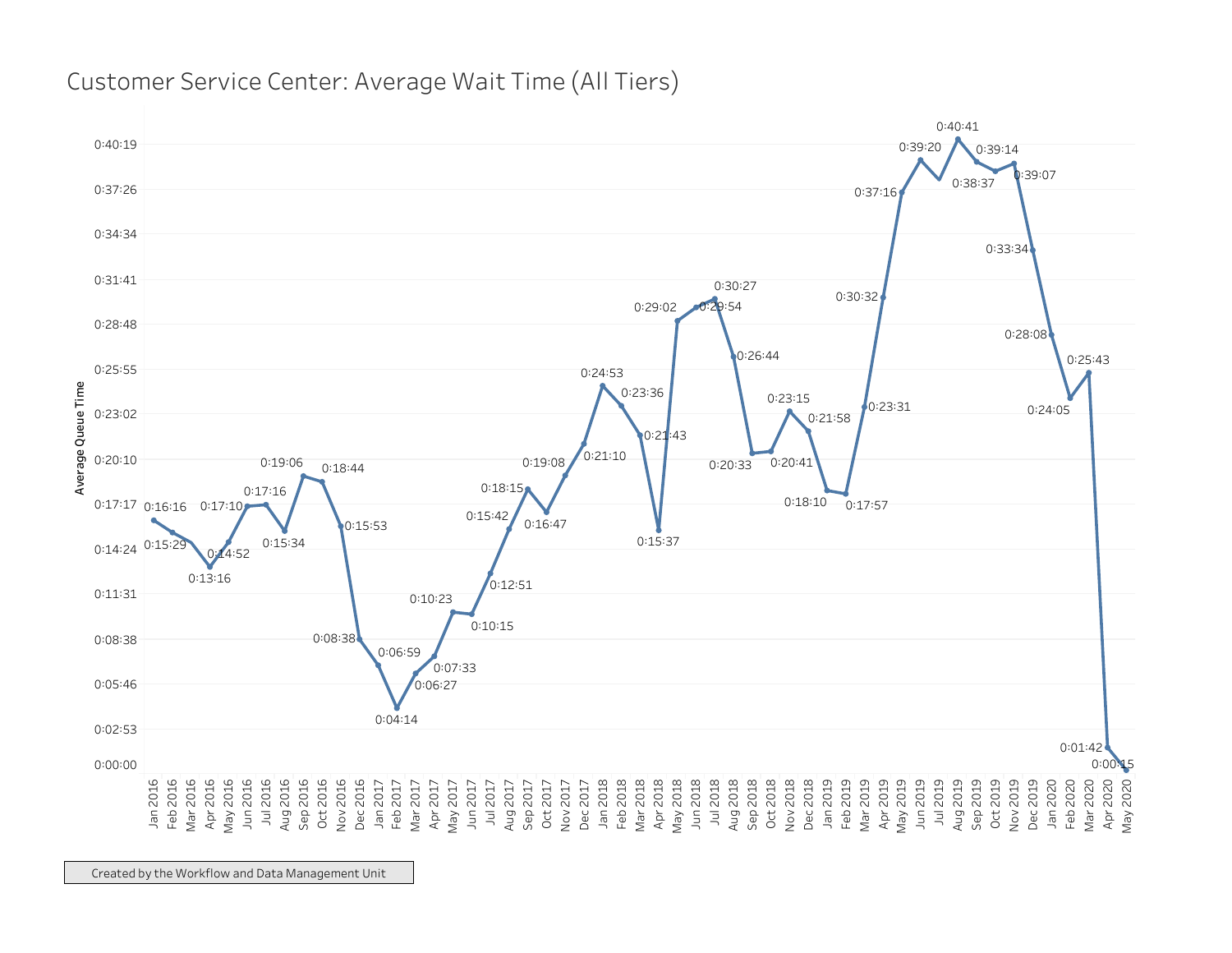# Customer Service Center: Average Wait Time (All Tiers)

| Month | Average Queue Time |
|---|---|
| Jan 2016 | 0:16:16 |
| Feb 2016 | 0:15:29 |
| Mar 2016 | |
| Apr 2016 | 0:13:16 |
| May 2016 | 0:14:52 |
| Jun 2016 | 0:17:10 |
| Jul 2016 | 0:17:16 |
| Aug 2016 | 0:15:34 |
| Sep 2016 | 0:19:06 |
| Oct 2016 | 0:18:44 |
| Nov 2016 | 0:15:53 |
| Dec 2016 | 0:08:38 |
| Jan 2017 | 0:06:59 |
| Feb 2017 | 0:04:14 |
| Mar 2017 | 0:06:27 |
| Apr 2017 | 0:07:33 |
| May 2017 | 0:10:23 |
| Jun 2017 | 0:10:15 |
| Jul 2017 | 0:12:51 |
| Aug 2017 | 0:15:42 |
| Sep 2017 | 0:18:15 |
| Oct 2017 | 0:16:47 |
| Nov 2017 | 0:19:08 |
| Dec 2017 | 0:21:10 |
| Jan 2018 | 0:24:53 |
| Feb 2018 | 0:23:36 |
| Mar 2018 | 0:21:43 |
| Apr 2018 | 0:15:37 |
| May 2018 | 0:29:02 |
| Jun 2018 | 0:29:54 |
| Jul 2018 | 0:30:27 |
| Aug 2018 | 0:26:44 |
| Sep 2018 | 0:20:33 |
| Oct 2018 | 0:20:41 |
| Nov 2018 | 0:23:15 |
| Dec 2018 | 0:21:58 |
| Jan 2019 | 0:18:10 |
| Feb 2019 | 0:17:57 |
| Mar 2019 | 0:23:31 |
| Apr 2019 | 0:30:32 |
| May 2019 | 0:37:16 |
| Jun 2019 | 0:39:20 |
| Jul 2019 | |
| Aug 2019 | 0:40:41 |
| Sep 2019 | 0:39:14 |
| Oct 2019 | 0:38:37 |
| Nov 2019 | 0:39:07 |
| Dec 2019 | 0:33:34 |
| Jan 2020 | 0:28:08 |
| Feb 2020 | 0:24:05 |
| Mar 2020 | 0:25:43 |
| Apr 2020 | 0:01:42 |
| May 2020 | 0:00:15 |

Created by the Workflow and Data Management Unit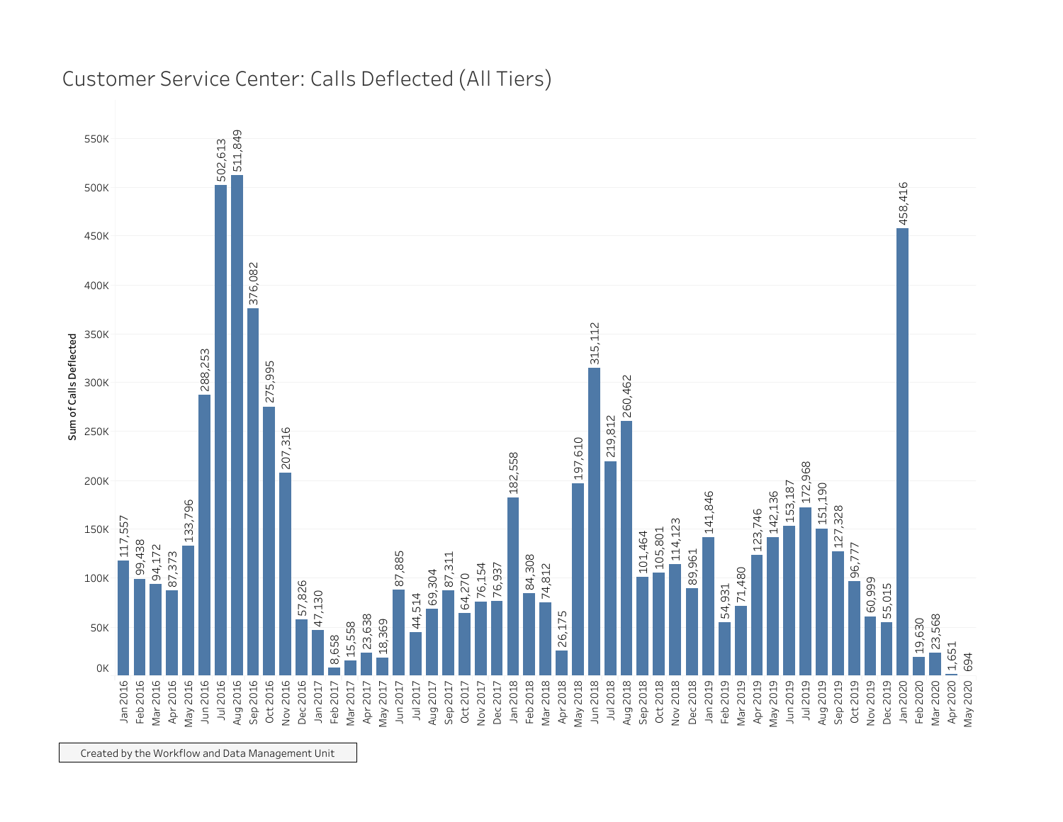# Customer Service Center: Calls Deflected (All Tiers)

| Month | Sum of Calls Deflected |
| --- | --- |
| Jan 2016 | 117,557 |
| Feb 2016 | 99,438 |
| Mar 2016 | 94,172 |
| Apr 2016 | 87,373 |
| May 2016 | 133,796 |
| Jun 2016 | 288,253 |
| Jul 2016 | 502,613 |
| Aug 2016 | 511,849 |
| Sep 2016 | 376,082 |
| Oct 2016 | 275,995 |
| Nov 2016 | 207,316 |
| Dec 2016 | 57,826 |
| Jan 2017 | 47,130 |
| Feb 2017 | 8,658 |
| Mar 2017 | 15,558 |
| Apr 2017 | 23,638 |
| May 2017 | 18,369 |
| Jun 2017 | 87,885 |
| Jul 2017 | 44,514 |
| Aug 2017 | 69,304 |
| Sep 2017 | 87,311 |
| Oct 2017 | 64,270 |
| Nov 2017 | 76,154 |
| Dec 2017 | 76,937 |
| Jan 2018 | 182,558 |
| Feb 2018 | 84,308 |
| Mar 2018 | 74,812 |
| Apr 2018 | 26,175 |
| May 2018 | 197,610 |
| Jun 2018 | 315,112 |
| Jul 2018 | 219,812 |
| Aug 2018 | 260,462 |
| Sep 2018 | 101,464 |
| Oct 2018 | 105,801 |
| Nov 2018 | 114,123 |
| Dec 2018 | 89,961 |
| Jan 2019 | 141,846 |
| Feb 2019 | 54,931 |
| Mar 2019 | 71,480 |
| Apr 2019 | 123,746 |
| May 2019 | 142,136 |
| Jun 2019 | 153,187 |
| Jul 2019 | 172,968 |
| Aug 2019 | 151,190 |
| Sep 2019 | 127,328 |
| Oct 2019 | 96,777 |
| Nov 2019 | 60,999 |
| Dec 2019 | 55,015 |
| Jan 2020 | 458,416 |
| Feb 2020 | 19,630 |
| Mar 2020 | 23,568 |
| Apr 2020 | 1,651 |
| May 2020 | 694 |

Created by the Workflow and Data Management Unit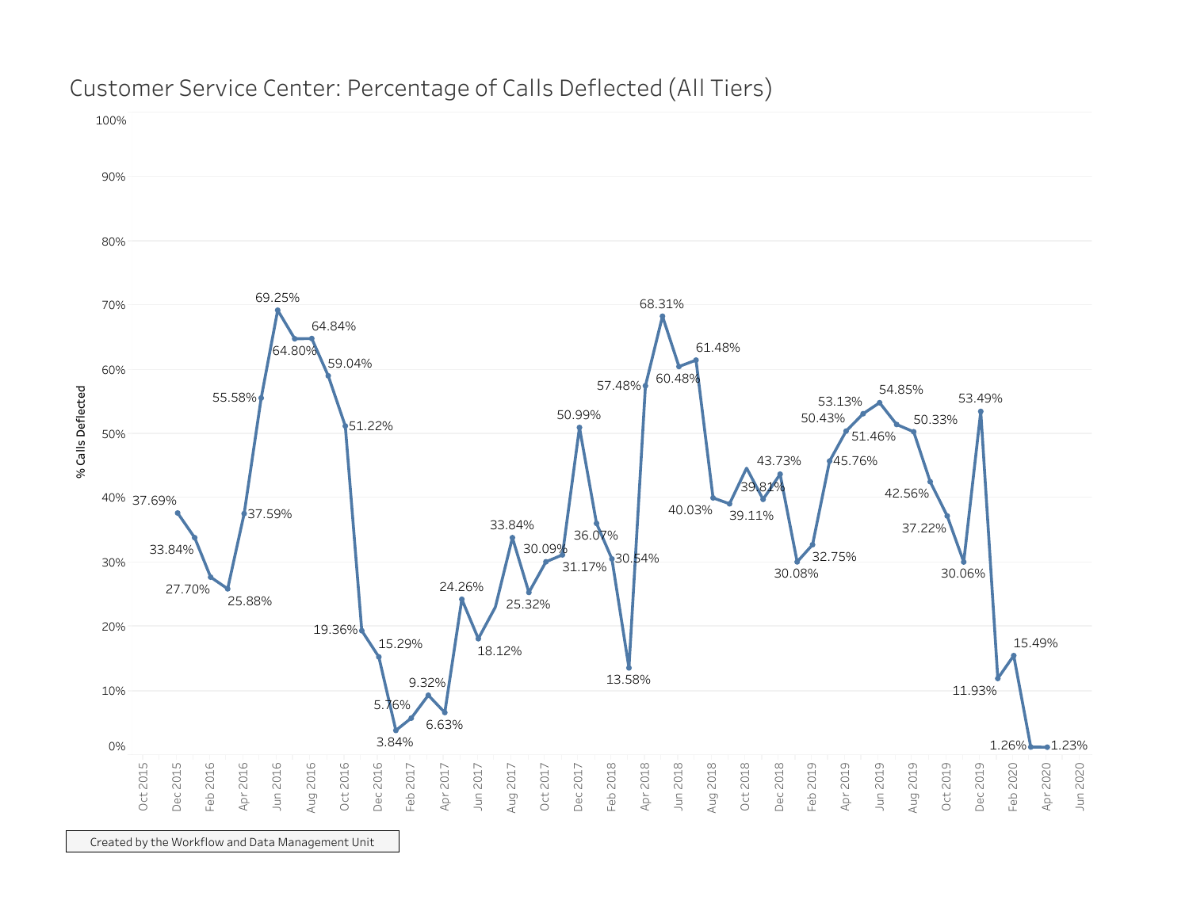# Customer Service Center: Percentage of Calls Deflected (All Tiers)

% Calls Deflected

100%
90%
80%
70%
60%
50%
40%
30%
20%
10%
0%

Oct 2015
Dec 2015
Feb 2016
Apr 2016
Jun 2016
Aug 2016
Oct 2016
Dec 2016
Feb 2017
Apr 2017
Jun 2017
Aug 2017
Oct 2017
Dec 2017
Feb 2018
Apr 2018
Jun 2018
Aug 2018
Oct 2018
Dec 2018
Feb 2019
Apr 2019
Jun 2019
Aug 2019
Oct 2019
Dec 2019
Feb 2020
Apr 2020
Jun 2020

37.69%
33.84%
27.70%
25.88%
37.59%
55.58%
69.25%
64.80%
64.84%
59.04%
51.22%
19.36%
15.29%
3.84%
5.76%
9.32%
6.63%
24.26%
18.12%
33.84%
25.32%
30.09%
31.17%
50.99%
36.07%
30.54%
13.58%
57.48%
68.31%
60.48%
61.48%
40.03%
39.11%
39.81%
43.73%
30.08%
32.75%
45.76%
50.43%
53.13%
51.46%
54.85%
50.33%
42.56%
37.22%
30.06%
53.49%
11.93%
15.49%
1.26%
1.23%

Created by the Workflow and Data Management Unit